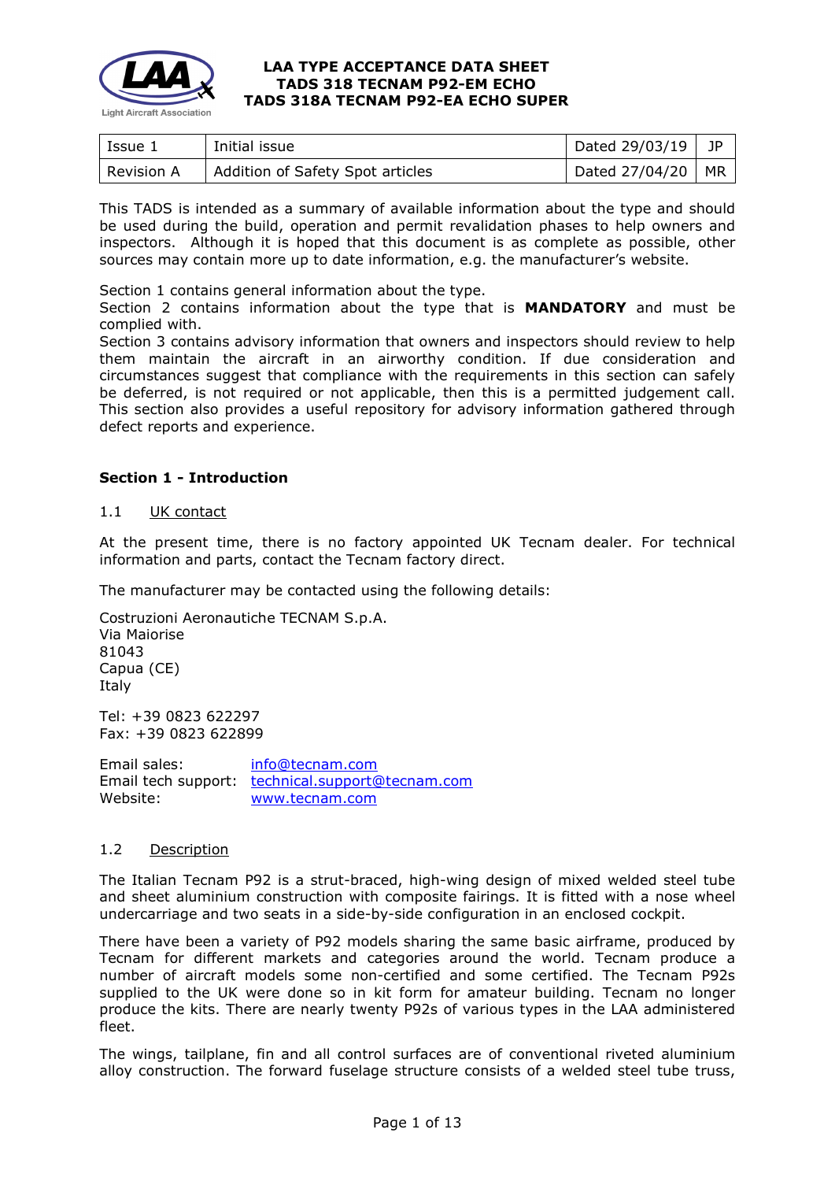# LAA TYPE ACCEPTANCE DATA SHEET
# TADS 318 TECNAM P92-EM ECHO
# TADS 318A TECNAM P92-EA ECHO SUPER

| Issue 1 | Initial issue | Dated 29/03/19 | JP |
|---|---|---|---|
| Revision A | Addition of Safety Spot articles | Dated 27/04/20 | MR |

This TADS is intended as a summary of available information about the type and should be used during the build, operation and permit revalidation phases to help owners and inspectors. Although it is hoped that this document is as complete as possible, other sources may contain more up to date information, e.g. the manufacturer's website.

Section 1 contains general information about the type.
Section 2 contains information about the type that is **MANDATORY** and must be complied with.
Section 3 contains advisory information that owners and inspectors should review to help them maintain the aircraft in an airworthy condition. If due consideration and circumstances suggest that compliance with the requirements in this section can safely be deferred, is not required or not applicable, then this is a permitted judgement call. This section also provides a useful repository for advisory information gathered through defect reports and experience.

## Section 1 - Introduction

### 1.1 UK contact

At the present time, there is no factory appointed UK Tecnam dealer. For technical information and parts, contact the Tecnam factory direct.

The manufacturer may be contacted using the following details:

Costruzioni Aeronautiche TECNAM S.p.A.
Via Maiorise
81043
Capua (CE)
Italy

Tel: +39 0823 622297
Fax: +39 0823 622899

Email sales: info@tecnam.com
Email tech support: technical.support@tecnam.com
Website: www.tecnam.com

### 1.2 Description

The Italian Tecnam P92 is a strut-braced, high-wing design of mixed welded steel tube and sheet aluminium construction with composite fairings. It is fitted with a nose wheel undercarriage and two seats in a side-by-side configuration in an enclosed cockpit.

There have been a variety of P92 models sharing the same basic airframe, produced by Tecnam for different markets and categories around the world. Tecnam produce a number of aircraft models some non-certified and some certified. The Tecnam P92s supplied to the UK were done so in kit form for amateur building. Tecnam no longer produce the kits. There are nearly twenty P92s of various types in the LAA administered fleet.

The wings, tailplane, fin and all control surfaces are of conventional riveted aluminium alloy construction. The forward fuselage structure consists of a welded steel tube truss,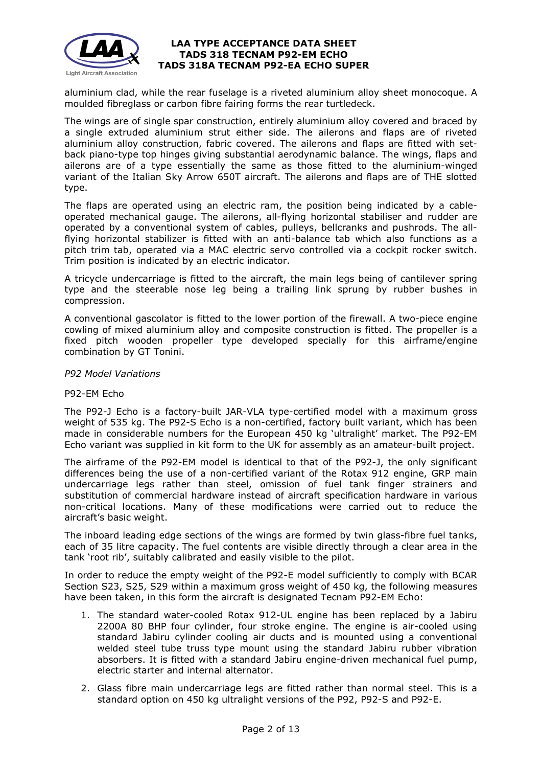aluminium clad, while the rear fuselage is a riveted aluminium alloy sheet monocoque. A moulded fibreglass or carbon fibre fairing forms the rear turtledeck.

The wings are of single spar construction, entirely aluminium alloy covered and braced by a single extruded aluminium strut either side. The ailerons and flaps are of riveted aluminium alloy construction, fabric covered. The ailerons and flaps are fitted with set-back piano-type top hinges giving substantial aerodynamic balance. The wings, flaps and ailerons are of a type essentially the same as those fitted to the aluminium-winged variant of the Italian Sky Arrow 650T aircraft. The ailerons and flaps are of THE slotted type.

The flaps are operated using an electric ram, the position being indicated by a cable-operated mechanical gauge. The ailerons, all-flying horizontal stabiliser and rudder are operated by a conventional system of cables, pulleys, bellcranks and pushrods. The all-flying horizontal stabilizer is fitted with an anti-balance tab which also functions as a pitch trim tab, operated via a MAC electric servo controlled via a cockpit rocker switch. Trim position is indicated by an electric indicator.

A tricycle undercarriage is fitted to the aircraft, the main legs being of cantilever spring type and the steerable nose leg being a trailing link sprung by rubber bushes in compression.

A conventional gascolator is fitted to the lower portion of the firewall. A two-piece engine cowling of mixed aluminium alloy and composite construction is fitted. The propeller is a fixed pitch wooden propeller type developed specially for this airframe/engine combination by GT Tonini.

*P92 Model Variations*

P92-EM Echo

The P92-J Echo is a factory-built JAR-VLA type-certified model with a maximum gross weight of 535 kg. The P92-S Echo is a non-certified, factory built variant, which has been made in considerable numbers for the European 450 kg 'ultralight' market. The P92-EM Echo variant was supplied in kit form to the UK for assembly as an amateur-built project.

The airframe of the P92-EM model is identical to that of the P92-J, the only significant differences being the use of a non-certified variant of the Rotax 912 engine, GRP main undercarriage legs rather than steel, omission of fuel tank finger strainers and substitution of commercial hardware instead of aircraft specification hardware in various non-critical locations. Many of these modifications were carried out to reduce the aircraft's basic weight.

The inboard leading edge sections of the wings are formed by twin glass-fibre fuel tanks, each of 35 litre capacity. The fuel contents are visible directly through a clear area in the tank 'root rib', suitably calibrated and easily visible to the pilot.

In order to reduce the empty weight of the P92-E model sufficiently to comply with BCAR Section S23, S25, S29 within a maximum gross weight of 450 kg, the following measures have been taken, in this form the aircraft is designated Tecnam P92-EM Echo:

1. The standard water-cooled Rotax 912-UL engine has been replaced by a Jabiru 2200A 80 BHP four cylinder, four stroke engine. The engine is air-cooled using standard Jabiru cylinder cooling air ducts and is mounted using a conventional welded steel tube truss type mount using the standard Jabiru rubber vibration absorbers. It is fitted with a standard Jabiru engine-driven mechanical fuel pump, electric starter and internal alternator.
2. Glass fibre main undercarriage legs are fitted rather than normal steel. This is a standard option on 450 kg ultralight versions of the P92, P92-S and P92-E.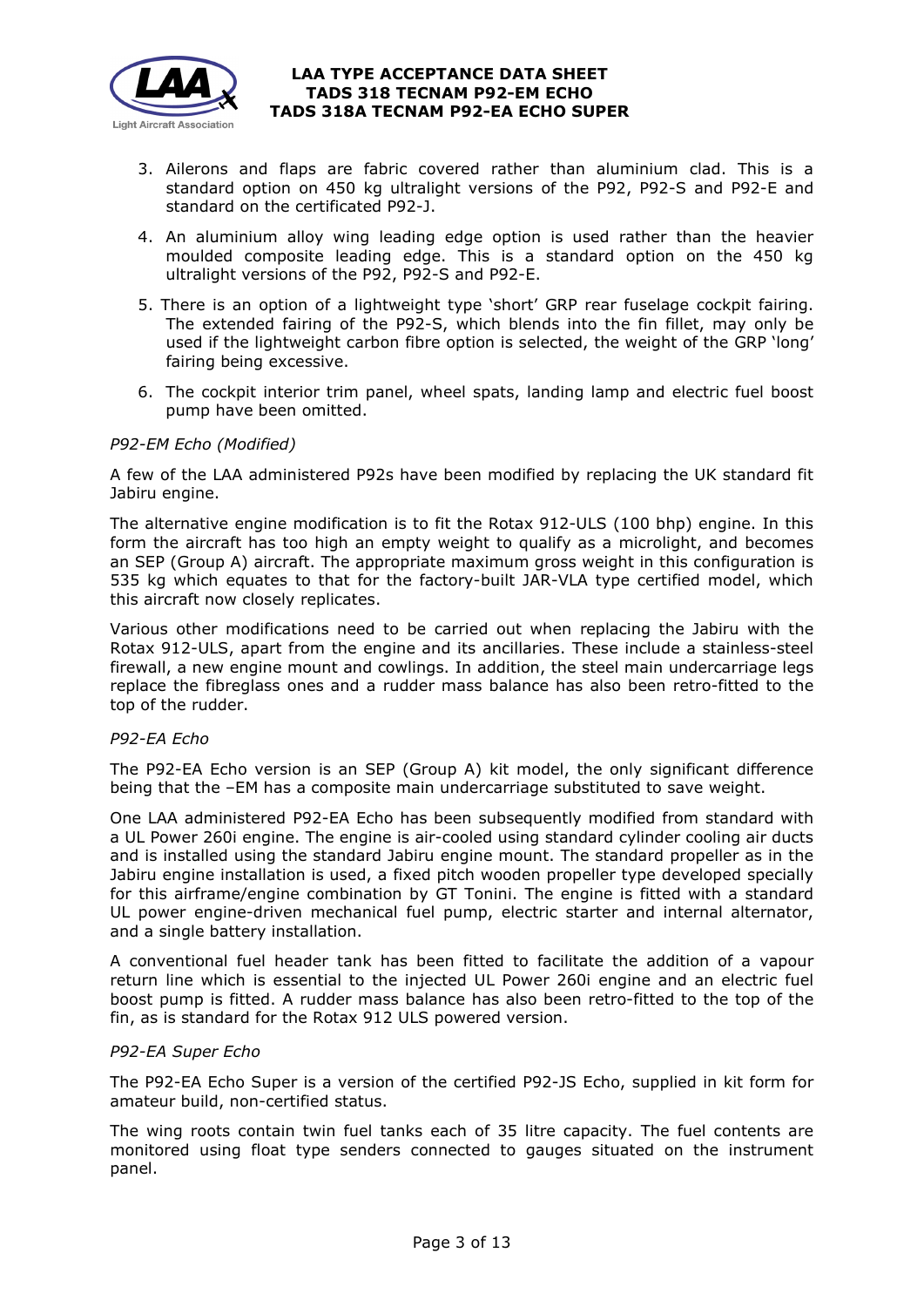3. Ailerons and flaps are fabric covered rather than aluminium clad. This is a standard option on 450 kg ultralight versions of the P92, P92-S and P92-E and standard on the certificated P92-J.
4. An aluminium alloy wing leading edge option is used rather than the heavier moulded composite leading edge. This is a standard option on the 450 kg ultralight versions of the P92, P92-S and P92-E.
5. There is an option of a lightweight type 'short' GRP rear fuselage cockpit fairing. The extended fairing of the P92-S, which blends into the fin fillet, may only be used if the lightweight carbon fibre option is selected, the weight of the GRP 'long' fairing being excessive.
6. The cockpit interior trim panel, wheel spats, landing lamp and electric fuel boost pump have been omitted.

*P92-EM Echo (Modified)*

A few of the LAA administered P92s have been modified by replacing the UK standard fit Jabiru engine.

The alternative engine modification is to fit the Rotax 912-ULS (100 bhp) engine. In this form the aircraft has too high an empty weight to qualify as a microlight, and becomes an SEP (Group A) aircraft. The appropriate maximum gross weight in this configuration is 535 kg which equates to that for the factory-built JAR-VLA type certified model, which this aircraft now closely replicates.

Various other modifications need to be carried out when replacing the Jabiru with the Rotax 912-ULS, apart from the engine and its ancillaries. These include a stainless-steel firewall, a new engine mount and cowlings. In addition, the steel main undercarriage legs replace the fibreglass ones and a rudder mass balance has also been retro-fitted to the top of the rudder.

*P92-EA Echo*

The P92-EA Echo version is an SEP (Group A) kit model, the only significant difference being that the –EM has a composite main undercarriage substituted to save weight.

One LAA administered P92-EA Echo has been subsequently modified from standard with a UL Power 260i engine. The engine is air-cooled using standard cylinder cooling air ducts and is installed using the standard Jabiru engine mount. The standard propeller as in the Jabiru engine installation is used, a fixed pitch wooden propeller type developed specially for this airframe/engine combination by GT Tonini. The engine is fitted with a standard UL power engine-driven mechanical fuel pump, electric starter and internal alternator, and a single battery installation.

A conventional fuel header tank has been fitted to facilitate the addition of a vapour return line which is essential to the injected UL Power 260i engine and an electric fuel boost pump is fitted. A rudder mass balance has also been retro-fitted to the top of the fin, as is standard for the Rotax 912 ULS powered version.

*P92-EA Super Echo*

The P92-EA Echo Super is a version of the certified P92-JS Echo, supplied in kit form for amateur build, non-certified status.

The wing roots contain twin fuel tanks each of 35 litre capacity. The fuel contents are monitored using float type senders connected to gauges situated on the instrument panel.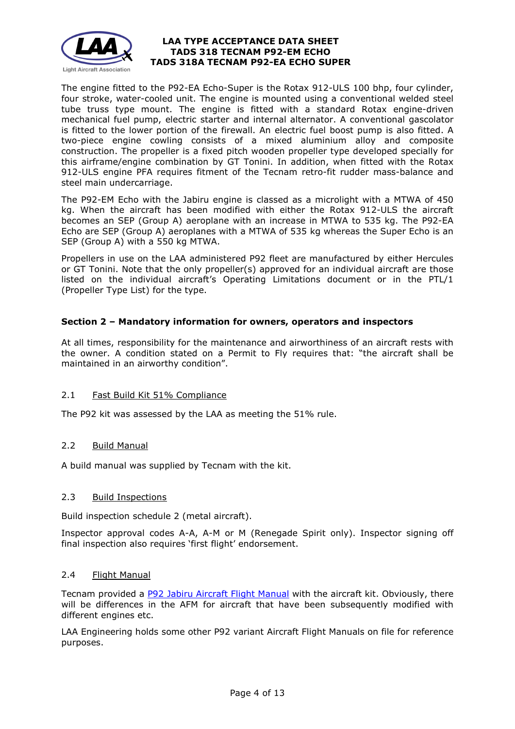The engine fitted to the P92-EA Echo-Super is the Rotax 912-ULS 100 bhp, four cylinder, four stroke, water-cooled unit. The engine is mounted using a conventional welded steel tube truss type mount. The engine is fitted with a standard Rotax engine-driven mechanical fuel pump, electric starter and internal alternator. A conventional gascolator is fitted to the lower portion of the firewall. An electric fuel boost pump is also fitted. A two-piece engine cowling consists of a mixed aluminium alloy and composite construction. The propeller is a fixed pitch wooden propeller type developed specially for this airframe/engine combination by GT Tonini. In addition, when fitted with the Rotax 912-ULS engine PFA requires fitment of the Tecnam retro-fit rudder mass-balance and steel main undercarriage.

The P92-EM Echo with the Jabiru engine is classed as a microlight with a MTWA of 450 kg. When the aircraft has been modified with either the Rotax 912-ULS the aircraft becomes an SEP (Group A) aeroplane with an increase in MTWA to 535 kg. The P92-EA Echo are SEP (Group A) aeroplanes with a MTWA of 535 kg whereas the Super Echo is an SEP (Group A) with a 550 kg MTWA.

Propellers in use on the LAA administered P92 fleet are manufactured by either Hercules or GT Tonini. Note that the only propeller(s) approved for an individual aircraft are those listed on the individual aircraft's Operating Limitations document or in the PTL/1 (Propeller Type List) for the type.

## Section 2 – Mandatory information for owners, operators and inspectors

At all times, responsibility for the maintenance and airworthiness of an aircraft rests with the owner. A condition stated on a Permit to Fly requires that: "the aircraft shall be maintained in an airworthy condition".

### 2.1 Fast Build Kit 51% Compliance

The P92 kit was assessed by the LAA as meeting the 51% rule.

### 2.2 Build Manual

A build manual was supplied by Tecnam with the kit.

### 2.3 Build Inspections

Build inspection schedule 2 (metal aircraft).

Inspector approval codes A-A, A-M or M (Renegade Spirit only). Inspector signing off final inspection also requires 'first flight' endorsement.

### 2.4 Flight Manual

Tecnam provided a P92 Jabiru Aircraft Flight Manual with the aircraft kit. Obviously, there will be differences in the AFM for aircraft that have been subsequently modified with different engines etc.

LAA Engineering holds some other P92 variant Aircraft Flight Manuals on file for reference purposes.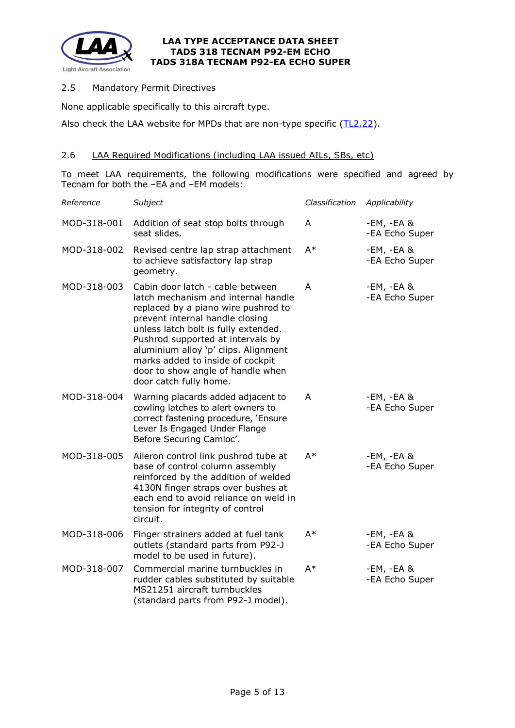### 2.5 Mandatory Permit Directives

None applicable specifically to this aircraft type.

Also check the LAA website for MPDs that are non-type specific (TL2.22).

### 2.6 LAA Required Modifications (including LAA issued AILs, SBs, etc)

To meet LAA requirements, the following modifications were specified and agreed by Tecnam for both the –EA and –EM models:

| *Reference* | *Subject* | *Classification* | *Applicability* |
|---|---|---|---|
| MOD-318-001 | Addition of seat stop bolts through seat slides. | A | -EM, -EA & -EA Echo Super |
| MOD-318-002 | Revised centre lap strap attachment to achieve satisfactory lap strap geometry. | A* | -EM, -EA & -EA Echo Super |
| MOD-318-003 | Cabin door latch - cable between latch mechanism and internal handle replaced by a piano wire pushrod to prevent internal handle closing unless latch bolt is fully extended. Pushrod supported at intervals by aluminium alloy 'p' clips. Alignment marks added to inside of cockpit door to show angle of handle when door catch fully home. | A | -EM, -EA & -EA Echo Super |
| MOD-318-004 | Warning placards added adjacent to cowling latches to alert owners to correct fastening procedure, 'Ensure Lever Is Engaged Under Flange Before Securing Camloc'. | A | -EM, -EA & -EA Echo Super |
| MOD-318-005 | Aileron control link pushrod tube at base of control column assembly reinforced by the addition of welded 4130N finger straps over bushes at each end to avoid reliance on weld in tension for integrity of control circuit. | A* | -EM, -EA & -EA Echo Super |
| MOD-318-006 | Finger strainers added at fuel tank outlets (standard parts from P92-J model to be used in future). | A* | -EM, -EA & -EA Echo Super |
| MOD-318-007 | Commercial marine turnbuckles in rudder cables substituted by suitable MS21251 aircraft turnbuckles (standard parts from P92-J model). | A* | -EM, -EA & -EA Echo Super |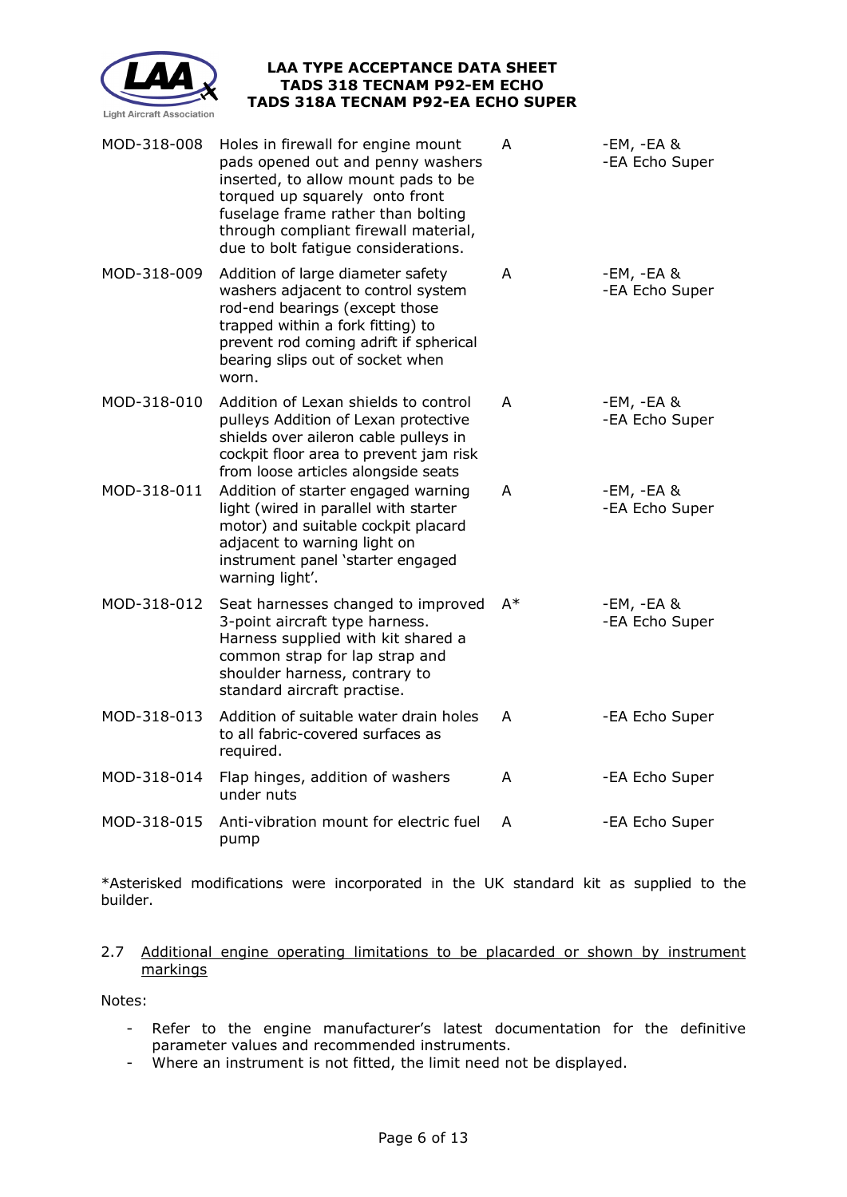| | | | |
|---|---|---|---|
| MOD-318-008 | Holes in firewall for engine mount pads opened out and penny washers inserted, to allow mount pads to be torqued up squarely onto front fuselage frame rather than bolting through compliant firewall material, due to bolt fatigue considerations. | A | -EM, -EA & -EA Echo Super |
| MOD-318-009 | Addition of large diameter safety washers adjacent to control system rod-end bearings (except those trapped within a fork fitting) to prevent rod coming adrift if spherical bearing slips out of socket when worn. | A | -EM, -EA & -EA Echo Super |
| MOD-318-010 | Addition of Lexan shields to control pulleys Addition of Lexan protective shields over aileron cable pulleys in cockpit floor area to prevent jam risk from loose articles alongside seats | A | -EM, -EA & -EA Echo Super |
| MOD-318-011 | Addition of starter engaged warning light (wired in parallel with starter motor) and suitable cockpit placard adjacent to warning light on instrument panel 'starter engaged warning light'. | A | -EM, -EA & -EA Echo Super |
| MOD-318-012 | Seat harnesses changed to improved 3-point aircraft type harness. Harness supplied with kit shared a common strap for lap strap and shoulder harness, contrary to standard aircraft practise. | A* | -EM, -EA & -EA Echo Super |
| MOD-318-013 | Addition of suitable water drain holes to all fabric-covered surfaces as required. | A | -EA Echo Super |
| MOD-318-014 | Flap hinges, addition of washers under nuts | A | -EA Echo Super |
| MOD-318-015 | Anti-vibration mount for electric fuel pump | A | -EA Echo Super |

*Asterisked modifications were incorporated in the UK standard kit as supplied to the builder.

2.7 Additional engine operating limitations to be placarded or shown by instrument markings

Notes:

- Refer to the engine manufacturer's latest documentation for the definitive parameter values and recommended instruments.
- Where an instrument is not fitted, the limit need not be displayed.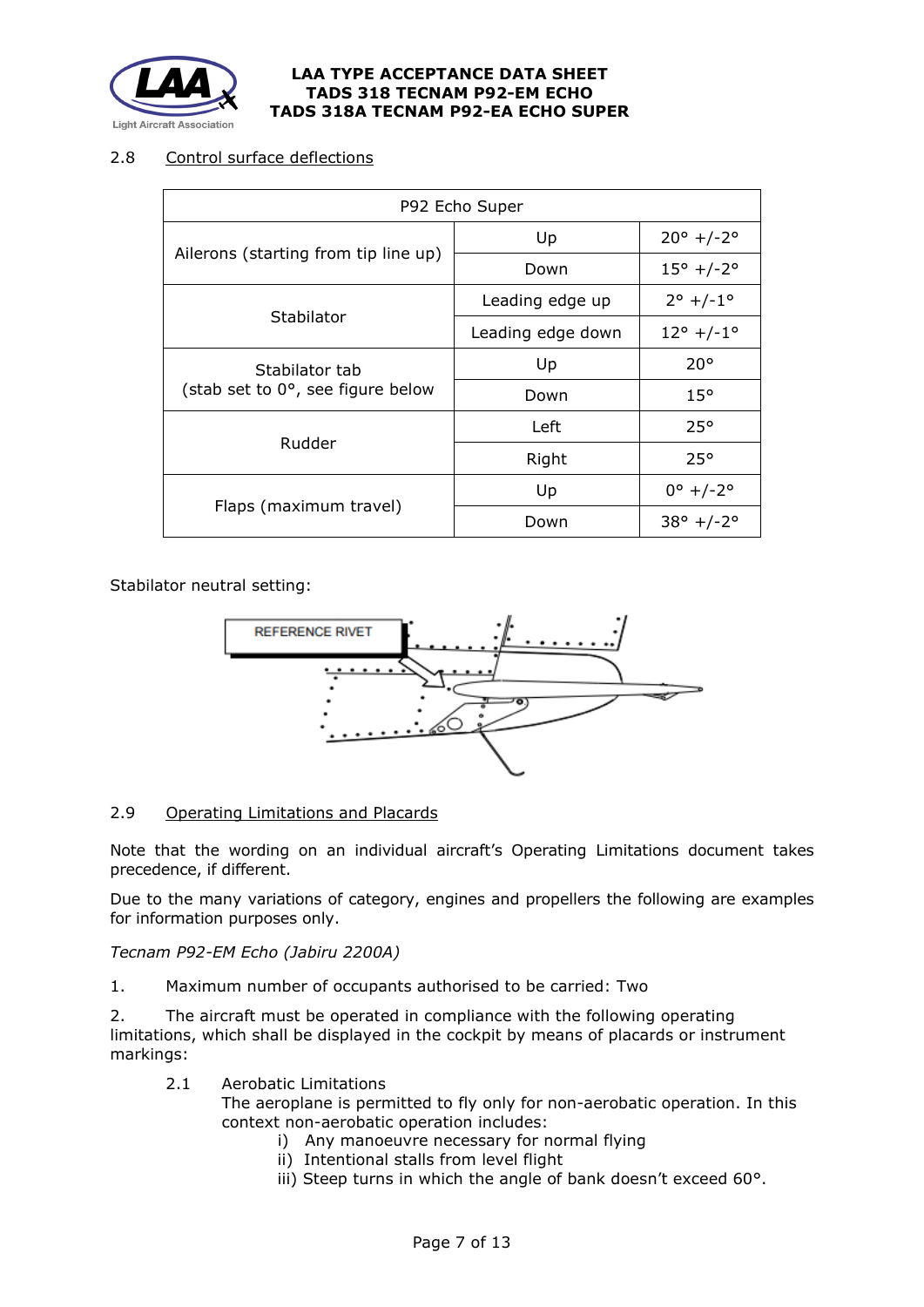## 2.8 Control surface deflections

| P92 Echo Super | | |
|---|---|---|
| Ailerons (starting from tip line up) | Up | 20° +/-2° |
| | Down | 15° +/-2° |
| Stabilator | Leading edge up | 2° +/-1° |
| | Leading edge down | 12° +/-1° |
| Stabilator tab (stab set to 0°, see figure below | Up | 20° |
| | Down | 15° |
| Rudder | Left | 25° |
| | Right | 25° |
| Flaps (maximum travel) | Up | 0° +/-2° |
| | Down | 38° +/-2° |

Stabilator neutral setting:

REFERENCE RIVET

## 2.9 Operating Limitations and Placards

Note that the wording on an individual aircraft's Operating Limitations document takes precedence, if different.

Due to the many variations of category, engines and propellers the following are examples for information purposes only.

*Tecnam P92-EM Echo (Jabiru 2200A)*

1. Maximum number of occupants authorised to be carried: Two

2. The aircraft must be operated in compliance with the following operating limitations, which shall be displayed in the cockpit by means of placards or instrument markings:

   2.1 Aerobatic Limitations
   The aeroplane is permitted to fly only for non-aerobatic operation. In this context non-aerobatic operation includes:
   - i) Any manoeuvre necessary for normal flying
   - ii) Intentional stalls from level flight
   - iii) Steep turns in which the angle of bank doesn't exceed 60°.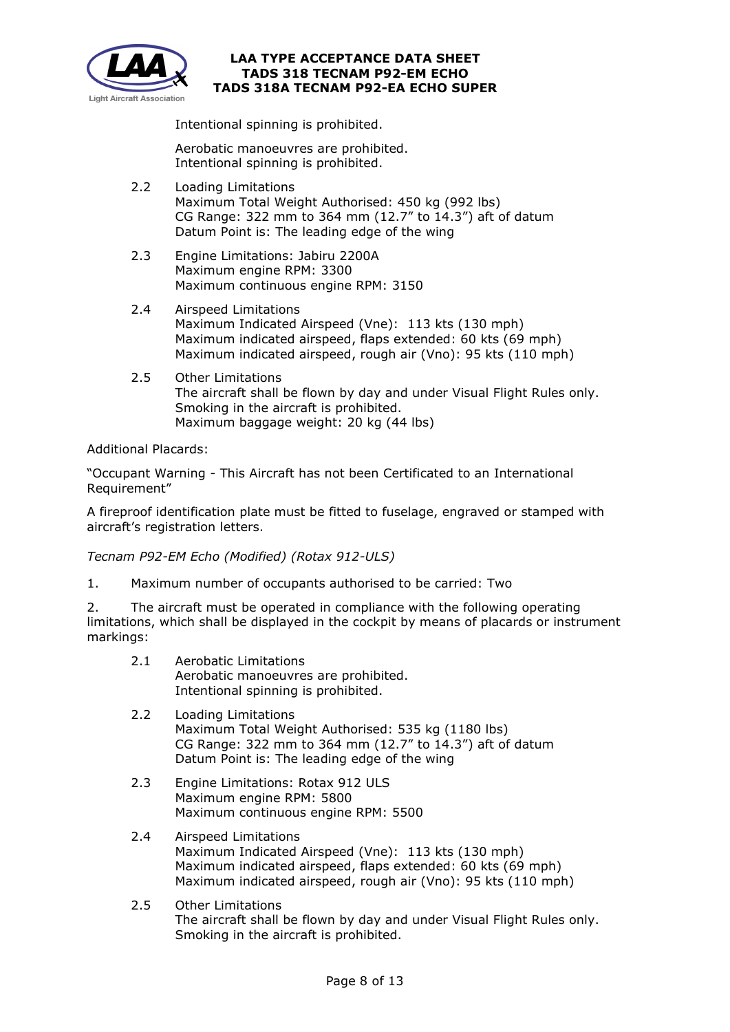Intentional spinning is prohibited.

Aerobatic manoeuvres are prohibited.
Intentional spinning is prohibited.

2.2 Loading Limitations
Maximum Total Weight Authorised: 450 kg (992 lbs)
CG Range: 322 mm to 364 mm (12.7" to 14.3") aft of datum
Datum Point is: The leading edge of the wing

2.3 Engine Limitations: Jabiru 2200A
Maximum engine RPM: 3300
Maximum continuous engine RPM: 3150

2.4 Airspeed Limitations
Maximum Indicated Airspeed (Vne): 113 kts (130 mph)
Maximum indicated airspeed, flaps extended: 60 kts (69 mph)
Maximum indicated airspeed, rough air (Vno): 95 kts (110 mph)

2.5 Other Limitations
The aircraft shall be flown by day and under Visual Flight Rules only.
Smoking in the aircraft is prohibited.
Maximum baggage weight: 20 kg (44 lbs)

Additional Placards:

"Occupant Warning - This Aircraft has not been Certificated to an International Requirement"

A fireproof identification plate must be fitted to fuselage, engraved or stamped with aircraft's registration letters.

*Tecnam P92-EM Echo (Modified) (Rotax 912-ULS)*

1. Maximum number of occupants authorised to be carried: Two

2. The aircraft must be operated in compliance with the following operating limitations, which shall be displayed in the cockpit by means of placards or instrument markings:

2.1 Aerobatic Limitations
Aerobatic manoeuvres are prohibited.
Intentional spinning is prohibited.

2.2 Loading Limitations
Maximum Total Weight Authorised: 535 kg (1180 lbs)
CG Range: 322 mm to 364 mm (12.7" to 14.3") aft of datum
Datum Point is: The leading edge of the wing

2.3 Engine Limitations: Rotax 912 ULS
Maximum engine RPM: 5800
Maximum continuous engine RPM: 5500

2.4 Airspeed Limitations
Maximum Indicated Airspeed (Vne): 113 kts (130 mph)
Maximum indicated airspeed, flaps extended: 60 kts (69 mph)
Maximum indicated airspeed, rough air (Vno): 95 kts (110 mph)

2.5 Other Limitations
The aircraft shall be flown by day and under Visual Flight Rules only.
Smoking in the aircraft is prohibited.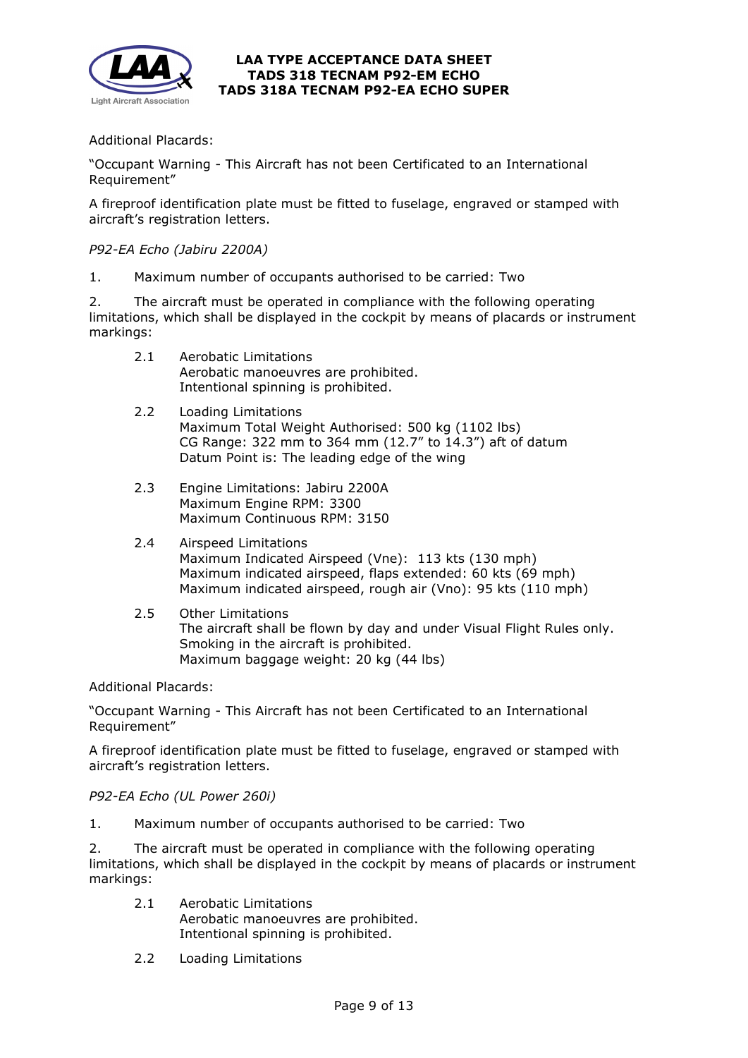Additional Placards:

"Occupant Warning - This Aircraft has not been Certificated to an International Requirement"

A fireproof identification plate must be fitted to fuselage, engraved or stamped with aircraft's registration letters.

*P92-EA Echo (Jabiru 2200A)*

1. Maximum number of occupants authorised to be carried: Two

2. The aircraft must be operated in compliance with the following operating limitations, which shall be displayed in the cockpit by means of placards or instrument markings:

    2.1 Aerobatic Limitations
    Aerobatic manoeuvres are prohibited.
    Intentional spinning is prohibited.

    2.2 Loading Limitations
    Maximum Total Weight Authorised: 500 kg (1102 lbs)
    CG Range: 322 mm to 364 mm (12.7" to 14.3") aft of datum
    Datum Point is: The leading edge of the wing

    2.3 Engine Limitations: Jabiru 2200A
    Maximum Engine RPM: 3300
    Maximum Continuous RPM: 3150

    2.4 Airspeed Limitations
    Maximum Indicated Airspeed (Vne): 113 kts (130 mph)
    Maximum indicated airspeed, flaps extended: 60 kts (69 mph)
    Maximum indicated airspeed, rough air (Vno): 95 kts (110 mph)

    2.5 Other Limitations
    The aircraft shall be flown by day and under Visual Flight Rules only.
    Smoking in the aircraft is prohibited.
    Maximum baggage weight: 20 kg (44 lbs)

Additional Placards:

"Occupant Warning - This Aircraft has not been Certificated to an International Requirement"

A fireproof identification plate must be fitted to fuselage, engraved or stamped with aircraft's registration letters.

*P92-EA Echo (UL Power 260i)*

1. Maximum number of occupants authorised to be carried: Two

2. The aircraft must be operated in compliance with the following operating limitations, which shall be displayed in the cockpit by means of placards or instrument markings:

    2.1 Aerobatic Limitations
    Aerobatic manoeuvres are prohibited.
    Intentional spinning is prohibited.

    2.2 Loading Limitations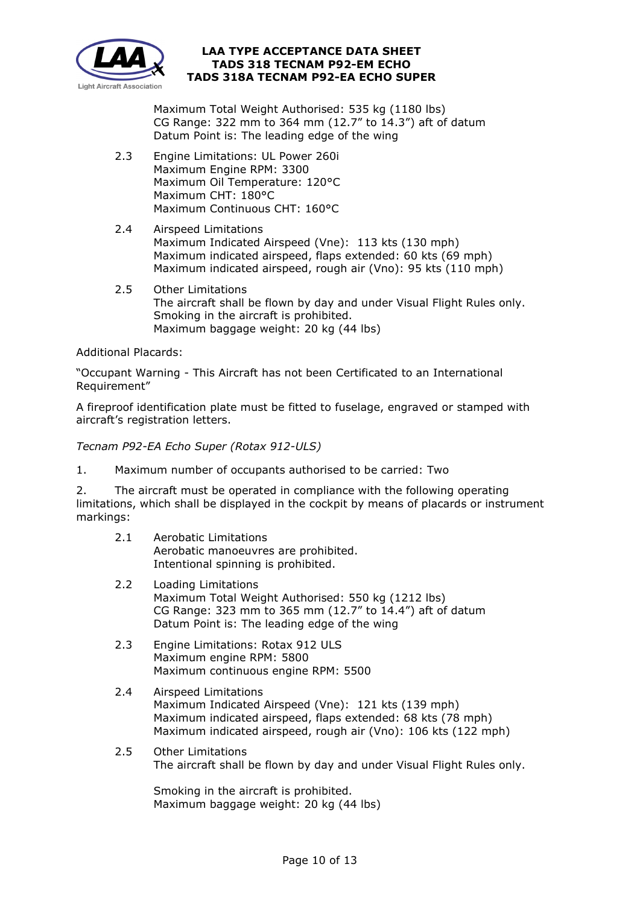Maximum Total Weight Authorised: 535 kg (1180 lbs)
CG Range: 322 mm to 364 mm (12.7" to 14.3") aft of datum
Datum Point is: The leading edge of the wing

2.3 Engine Limitations: UL Power 260i
Maximum Engine RPM: 3300
Maximum Oil Temperature: 120°C
Maximum CHT: 180°C
Maximum Continuous CHT: 160°C

2.4 Airspeed Limitations
Maximum Indicated Airspeed (Vne): 113 kts (130 mph)
Maximum indicated airspeed, flaps extended: 60 kts (69 mph)
Maximum indicated airspeed, rough air (Vno): 95 kts (110 mph)

2.5 Other Limitations
The aircraft shall be flown by day and under Visual Flight Rules only.
Smoking in the aircraft is prohibited.
Maximum baggage weight: 20 kg (44 lbs)

Additional Placards:

"Occupant Warning - This Aircraft has not been Certificated to an International Requirement"

A fireproof identification plate must be fitted to fuselage, engraved or stamped with aircraft's registration letters.

*Tecnam P92-EA Echo Super (Rotax 912-ULS)*

1. Maximum number of occupants authorised to be carried: Two

2. The aircraft must be operated in compliance with the following operating limitations, which shall be displayed in the cockpit by means of placards or instrument markings:

2.1 Aerobatic Limitations
Aerobatic manoeuvres are prohibited.
Intentional spinning is prohibited.

2.2 Loading Limitations
Maximum Total Weight Authorised: 550 kg (1212 lbs)
CG Range: 323 mm to 365 mm (12.7" to 14.4") aft of datum
Datum Point is: The leading edge of the wing

2.3 Engine Limitations: Rotax 912 ULS
Maximum engine RPM: 5800
Maximum continuous engine RPM: 5500

2.4 Airspeed Limitations
Maximum Indicated Airspeed (Vne): 121 kts (139 mph)
Maximum indicated airspeed, flaps extended: 68 kts (78 mph)
Maximum indicated airspeed, rough air (Vno): 106 kts (122 mph)

2.5 Other Limitations
The aircraft shall be flown by day and under Visual Flight Rules only.

Smoking in the aircraft is prohibited.
Maximum baggage weight: 20 kg (44 lbs)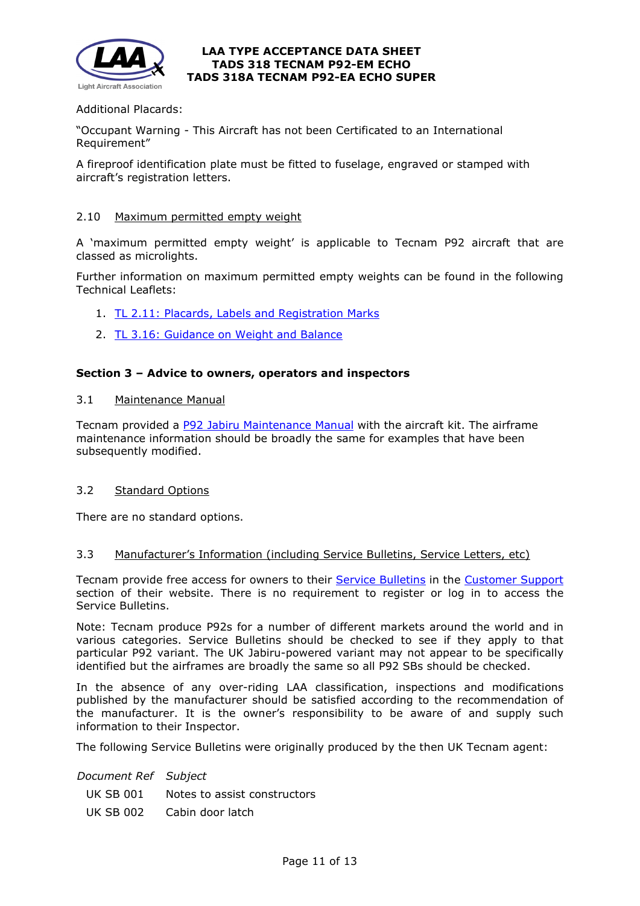Additional Placards:

"Occupant Warning - This Aircraft has not been Certificated to an International Requirement"

A fireproof identification plate must be fitted to fuselage, engraved or stamped with aircraft's registration letters.

### 2.10 Maximum permitted empty weight

A 'maximum permitted empty weight' is applicable to Tecnam P92 aircraft that are classed as microlights.

Further information on maximum permitted empty weights can be found in the following Technical Leaflets:

1. TL 2.11: Placards, Labels and Registration Marks
2. TL 3.16: Guidance on Weight and Balance

## Section 3 – Advice to owners, operators and inspectors

### 3.1 Maintenance Manual

Tecnam provided a P92 Jabiru Maintenance Manual with the aircraft kit. The airframe maintenance information should be broadly the same for examples that have been subsequently modified.

### 3.2 Standard Options

There are no standard options.

### 3.3 Manufacturer's Information (including Service Bulletins, Service Letters, etc)

Tecnam provide free access for owners to their Service Bulletins in the Customer Support section of their website. There is no requirement to register or log in to access the Service Bulletins.

Note: Tecnam produce P92s for a number of different markets around the world and in various categories. Service Bulletins should be checked to see if they apply to that particular P92 variant. The UK Jabiru-powered variant may not appear to be specifically identified but the airframes are broadly the same so all P92 SBs should be checked.

In the absence of any over-riding LAA classification, inspections and modifications published by the manufacturer should be satisfied according to the recommendation of the manufacturer. It is the owner's responsibility to be aware of and supply such information to their Inspector.

The following Service Bulletins were originally produced by the then UK Tecnam agent:

| *Document Ref* | *Subject* |
|---|---|
| UK SB 001 | Notes to assist constructors |
| UK SB 002 | Cabin door latch |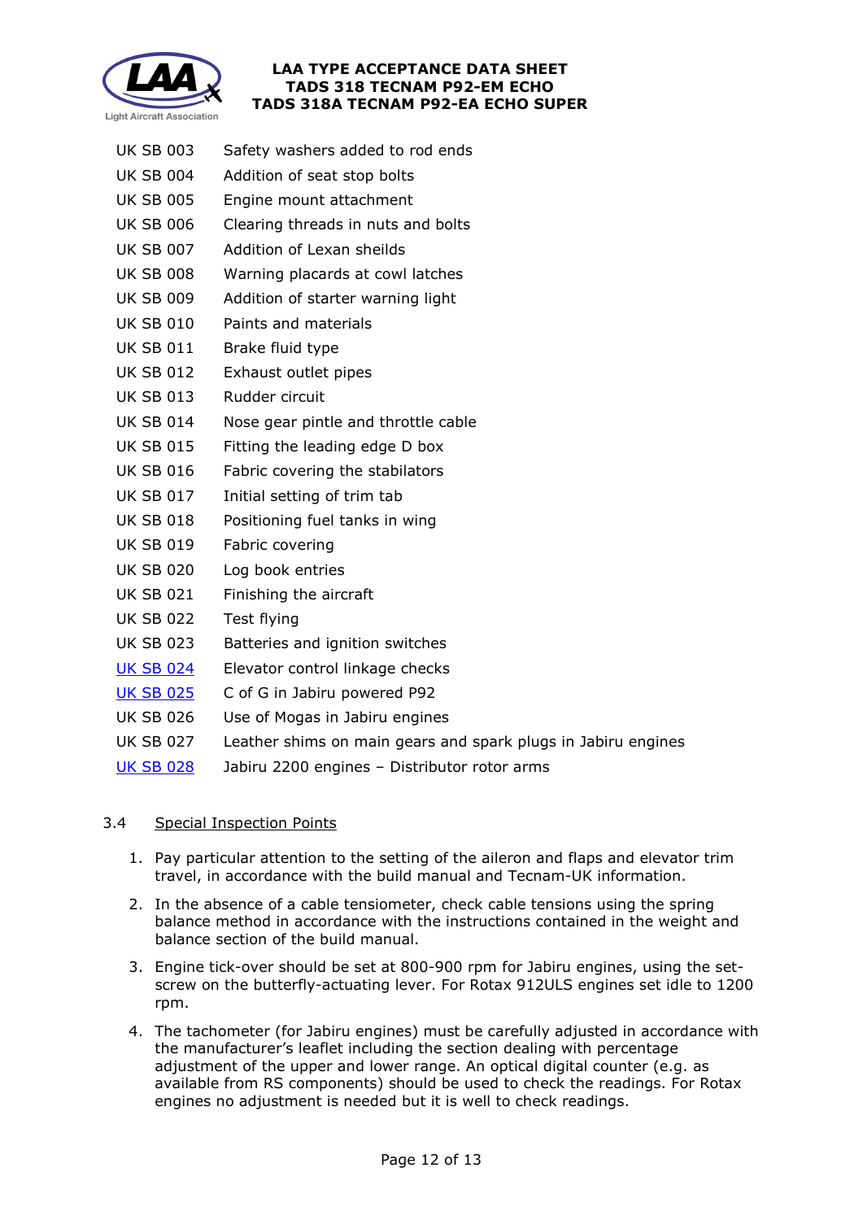| | |
|---|---|
| UK SB 003 | Safety washers added to rod ends |
| UK SB 004 | Addition of seat stop bolts |
| UK SB 005 | Engine mount attachment |
| UK SB 006 | Clearing threads in nuts and bolts |
| UK SB 007 | Addition of Lexan sheilds |
| UK SB 008 | Warning placards at cowl latches |
| UK SB 009 | Addition of starter warning light |
| UK SB 010 | Paints and materials |
| UK SB 011 | Brake fluid type |
| UK SB 012 | Exhaust outlet pipes |
| UK SB 013 | Rudder circuit |
| UK SB 014 | Nose gear pintle and throttle cable |
| UK SB 015 | Fitting the leading edge D box |
| UK SB 016 | Fabric covering the stabilators |
| UK SB 017 | Initial setting of trim tab |
| UK SB 018 | Positioning fuel tanks in wing |
| UK SB 019 | Fabric covering |
| UK SB 020 | Log book entries |
| UK SB 021 | Finishing the aircraft |
| UK SB 022 | Test flying |
| UK SB 023 | Batteries and ignition switches |
| UK SB 024 | Elevator control linkage checks |
| UK SB 025 | C of G in Jabiru powered P92 |
| UK SB 026 | Use of Mogas in Jabiru engines |
| UK SB 027 | Leather shims on main gears and spark plugs in Jabiru engines |
| UK SB 028 | Jabiru 2200 engines – Distributor rotor arms |

### 3.4 Special Inspection Points

1. Pay particular attention to the setting of the aileron and flaps and elevator trim travel, in accordance with the build manual and Tecnam-UK information.
2. In the absence of a cable tensiometer, check cable tensions using the spring balance method in accordance with the instructions contained in the weight and balance section of the build manual.
3. Engine tick-over should be set at 800-900 rpm for Jabiru engines, using the set-screw on the butterfly-actuating lever. For Rotax 912ULS engines set idle to 1200 rpm.
4. The tachometer (for Jabiru engines) must be carefully adjusted in accordance with the manufacturer's leaflet including the section dealing with percentage adjustment of the upper and lower range. An optical digital counter (e.g. as available from RS components) should be used to check the readings. For Rotax engines no adjustment is needed but it is well to check readings.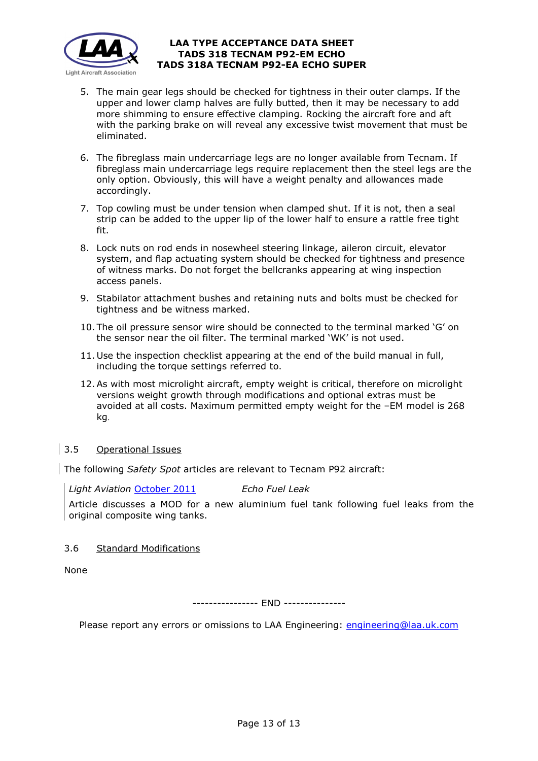5. The main gear legs should be checked for tightness in their outer clamps. If the upper and lower clamp halves are fully butted, then it may be necessary to add more shimming to ensure effective clamping. Rocking the aircraft fore and aft with the parking brake on will reveal any excessive twist movement that must be eliminated.

6. The fibreglass main undercarriage legs are no longer available from Tecnam. If fibreglass main undercarriage legs require replacement then the steel legs are the only option. Obviously, this will have a weight penalty and allowances made accordingly.

7. Top cowling must be under tension when clamped shut. If it is not, then a seal strip can be added to the upper lip of the lower half to ensure a rattle free tight fit.

8. Lock nuts on rod ends in nosewheel steering linkage, aileron circuit, elevator system, and flap actuating system should be checked for tightness and presence of witness marks. Do not forget the bellcranks appearing at wing inspection access panels.

9. Stabilator attachment bushes and retaining nuts and bolts must be checked for tightness and be witness marked.

10. The oil pressure sensor wire should be connected to the terminal marked 'G' on the sensor near the oil filter. The terminal marked 'WK' is not used.

11. Use the inspection checklist appearing at the end of the build manual in full, including the torque settings referred to.

12. As with most microlight aircraft, empty weight is critical, therefore on microlight versions weight growth through modifications and optional extras must be avoided at all costs. Maximum permitted empty weight for the –EM model is 268 kg.

### 3.5 Operational Issues

The following *Safety Spot* articles are relevant to Tecnam P92 aircraft:

*Light Aviation* October 2011 *Echo Fuel Leak*

Article discusses a MOD for a new aluminium fuel tank following fuel leaks from the original composite wing tanks.

### 3.6 Standard Modifications

None

---------------- END ---------------

Please report any errors or omissions to LAA Engineering: engineering@laa.uk.com